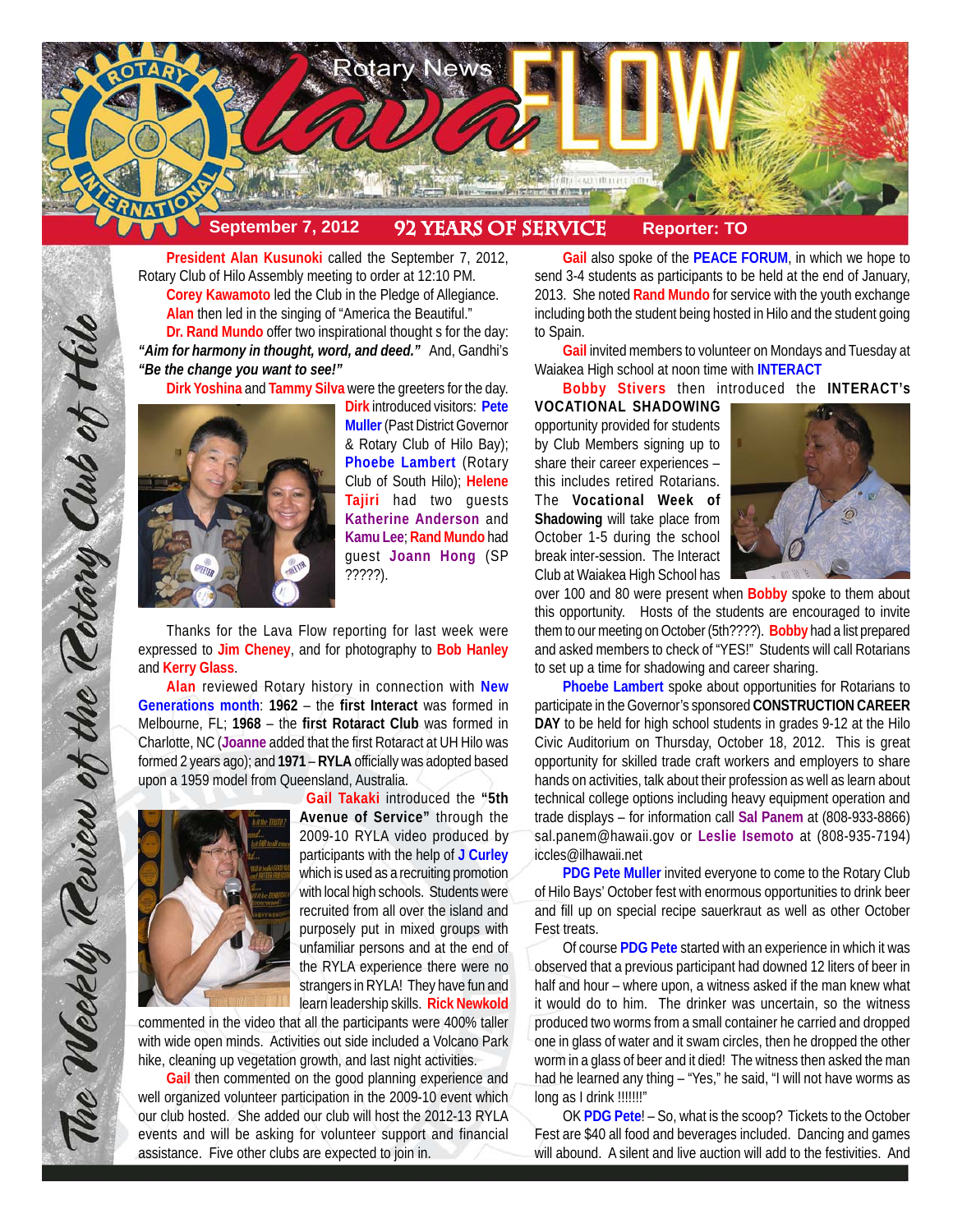# Rotary News Lava FLOW

**September 7, 2012** | **92 YEARS OF SERVICE** | **Reporter: TO**

*The Weekly Review of the Rotary Club of Hilo*

**President Alan Kusunoki** called the September 7, 2012, Rotary Club of Hilo Assembly meeting to order at 12:10 PM.

**Corey Kawamoto** led the Club in the Pledge of Allegiance.

**Alan** then led in the singing of "America the Beautiful."

**Dr. Rand Mundo** offer two inspirational thought s for the day: ***"Aim for harmony in thought, word, and deed."*** And, Gandhi's ***"Be the change you want to see!"***

**Dirk Yoshina** and **Tammy Silva** were the greeters for the day.

**Dirk** introduced visitors: **Pete Muller** (Past District Governor & Rotary Club of Hilo Bay); **Phoebe Lambert** (Rotary Club of South Hilo); **Helene Tajiri** had two guests **Katherine Anderson** and **Kamu Lee**; **Rand Mundo** had guest **Joann Hong** (SP ?????).

Thanks for the Lava Flow reporting for last week were expressed to **Jim Cheney**, and for photography to **Bob Hanley** and **Kerry Glass**.

**Alan** reviewed Rotary history in connection with **New Generations month**: **1962** – the **first Interact** was formed in Melbourne, FL; **1968** – the **first Rotaract Club** was formed in Charlotte, NC (**Joanne** added that the first Rotaract at UH Hilo was formed 2 years ago); and **1971** – **RYLA** officially was adopted based upon a 1959 model from Queensland, Australia.

**Gail Takaki** introduced the **"5th Avenue of Service"** through the 2009-10 RYLA video produced by participants with the help of **J Curley** which is used as a recruiting promotion with local high schools. Students were recruited from all over the island and purposely put in mixed groups with unfamiliar persons and at the end of the RYLA experience there were no strangers in RYLA! They have fun and learn leadership skills. **Rick Newkold** commented in the video that all the participants were 400% taller with wide open minds. Activities out side included a Volcano Park hike, cleaning up vegetation growth, and last night activities.

**Gail** then commented on the good planning experience and well organized volunteer participation in the 2009-10 event which our club hosted. She added our club will host the 2012-13 RYLA events and will be asking for volunteer support and financial assistance. Five other clubs are expected to join in.

**Gail** also spoke of the **PEACE FORUM**, in which we hope to send 3-4 students as participants to be held at the end of January, 2013. She noted **Rand Mundo** for service with the youth exchange including both the student being hosted in Hilo and the student going to Spain.

**Gail** invited members to volunteer on Mondays and Tuesday at Waiakea High school at noon time with **INTERACT**

**Bobby Stivers** then introduced the **INTERACT's VOCATIONAL SHADOWING** opportunity provided for students by Club Members signing up to share their career experiences – this includes retired Rotarians. The **Vocational Week of Shadowing** will take place from October 1-5 during the school break inter-session. The Interact Club at Waiakea High School has over 100 and 80 were present when **Bobby** spoke to them about this opportunity. Hosts of the students are encouraged to invite them to our meeting on October (5th????). **Bobby** had a list prepared and asked members to check of "YES!" Students will call Rotarians to set up a time for shadowing and career sharing.

**Phoebe Lambert** spoke about opportunities for Rotarians to participate in the Governor's sponsored **CONSTRUCTION CAREER DAY** to be held for high school students in grades 9-12 at the Hilo Civic Auditorium on Thursday, October 18, 2012. This is great opportunity for skilled trade craft workers and employers to share hands on activities, talk about their profession as well as learn about technical college options including heavy equipment operation and trade displays – for information call **Sal Panem** at (808-933-8866) sal.panem@hawaii.gov or **Leslie Isemoto** at (808-935-7194) iccles@ilhawaii.net

**PDG Pete Muller** invited everyone to come to the Rotary Club of Hilo Bays' October fest with enormous opportunities to drink beer and fill up on special recipe sauerkraut as well as other October Fest treats.

Of course **PDG Pete** started with an experience in which it was observed that a previous participant had downed 12 liters of beer in half and hour – where upon, a witness asked if the man knew what it would do to him. The drinker was uncertain, so the witness produced two worms from a small container he carried and dropped one in glass of water and it swam circles, then he dropped the other worm in a glass of beer and it died! The witness then asked the man had he learned any thing – "Yes," he said, "I will not have worms as long as I drink !!!!!!"

OK **PDG Pete**! – So, what is the scoop? Tickets to the October Fest are $40 all food and beverages included. Dancing and games will abound. A silent and live auction will add to the festivities. And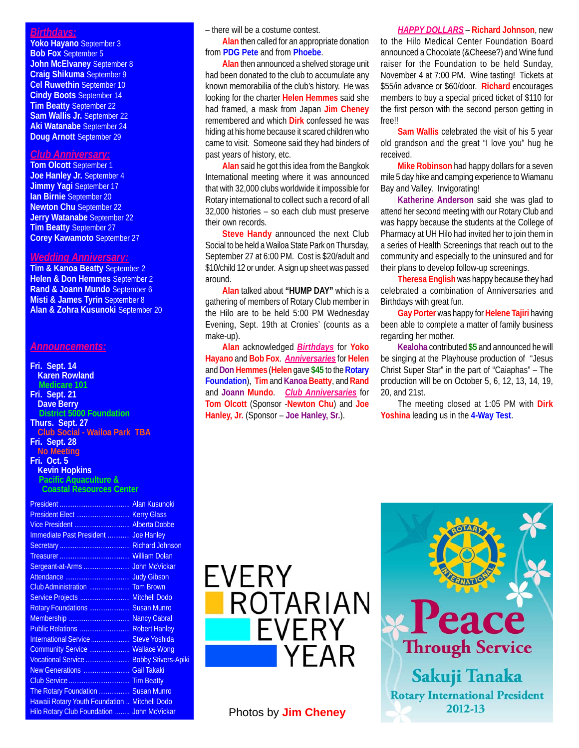## Birthdays:

**Yoko Hayano** September 3
**Bob Fox** September 5
**John McElvaney** September 8
**Craig Shikuma** September 9
**Cel Ruwethin** September 10
**Cindy Boots** September 14
**Tim Beatty** September 22
**Sam Wallis Jr.** September 22
**Aki Watanabe** September 24
**Doug Arnott** September 29

## Club Anniversary:

**Tom Olcott** September 1
**Joe Hanley Jr.** September 4
**Jimmy Yagi** September 17
**Ian Birnie** September 20
**Newton Chu** September 22
**Jerry Watanabe** September 22
**Tim Beatty** September 27
**Corey Kawamoto** September 27

## Wedding Anniversary:

**Tim & Kanoa Beatty** September 2
**Helen & Don Hemmes** September 2
**Rand & Joann Mundo** September 6
**Misti & James Tyrin** September 8
**Alan & Zohra Kusunoki** September 20

## Announcements:

**Fri. Sept. 14**
Karen Rowland
Medicare 101

**Fri. Sept. 21**
Dave Berry
District 5000 Foundation

**Thurs. Sept. 27**
Club Social - Wailoa Park TBA

**Fri. Sept. 28**
No Meeting

**Fri. Oct. 5**
Kevin Hopkins
Pacific Aquaculture & Coastal Resources Center

| | |
|---|---|
| President | Alan Kusunoki |
| President Elect | Kerry Glass |
| Vice President | Alberta Dobbe |
| Immediate Past President | Joe Hanley |
| Secretary | Richard Johnson |
| Treasurer | William Dolan |
| Sergeant-at-Arms | John McVickar |
| Attendance | Judy Gibson |
| Club Administration | Tom Brown |
| Service Projects | Mitchell Dodo |
| Rotary Foundations | Susan Munro |
| Membership | Nancy Cabral |
| Public Relations | Robert Hanley |
| International Service | Steve Yoshida |
| Community Service | Wallace Wong |
| Vocational Service | Bobby Stivers-Apiki |
| New Generations | Gail Takaki |
| Club Service | Tim Beatty |
| The Rotary Foundation | Susan Munro |
| Hawaii Rotary Youth Foundation | Mitchell Dodo |
| Hilo Rotary Club Foundation | John McVickar |

– there will be a costume contest.

**Alan** then called for an appropriate donation from **PDG Pete** and from **Phoebe**.

**Alan** then announced a shelved storage unit had been donated to the club to accumulate any known memorabilia of the club's history. He was looking for the charter **Helen Hemmes** said she had framed, a mask from Japan **Jim Cheney** remembered and which **Dirk** confessed he was hiding at his home because it scared children who came to visit. Someone said they had binders of past years of history, etc.

**Alan** said he got this idea from the Bangkok International meeting where it was announced that with 32,000 clubs worldwide it impossible for Rotary international to collect such a record of all 32,000 histories – so each club must preserve their own records.

**Steve Handy** announced the next Club Social to be held a Wailoa State Park on Thursday, September 27 at 6:00 PM. Cost is $20/adult and $10/child 12 or under. A sign up sheet was passed around.

**Alan** talked about **"HUMP DAY"** which is a gathering of members of Rotary Club member in the Hilo are to be held 5:00 PM Wednesday Evening, Sept. 19th at Cronies' (counts as a make-up).

**Alan** acknowledged ***Birthdays*** for **Yoko Hayano** and **Bob Fox**. ***Anniversaries*** for **Helen** and **Don Hemmes** (**Helen** gave **$45** to the **Rotary Foundation**), **Tim** and **Kanoa Beatty**, and **Rand** and **Joann Mundo**. ***Club Anniversaries*** for **Tom Olcott** (Sponsor -**Newton Chu**) and **Joe Hanley, Jr.** (Sponsor – **Joe Hanley, Sr.**).

***HAPPY DOLLARS*** – **Richard Johnson**, new to the Hilo Medical Center Foundation Board announced a Chocolate (&Cheese?) and Wine fund raiser for the Foundation to be held Sunday, November 4 at 7:00 PM. Wine tasting! Tickets at $55/in advance or $60/door. **Richard** encourages members to buy a special priced ticket of $110 for the first person with the second person getting in free!!

**Sam Wallis** celebrated the visit of his 5 year old grandson and the great "I love you" hug he received.

**Mike Robinson** had happy dollars for a seven mile 5 day hike and camping experience to Wiamanu Bay and Valley. Invigorating!

**Katherine Anderson** said she was glad to attend her second meeting with our Rotary Club and was happy because the students at the College of Pharmacy at UH Hilo had invited her to join them in a series of Health Screenings that reach out to the community and especially to the uninsured and for their plans to develop follow-up screenings.

**Theresa English** was happy because they had celebrated a combination of Anniversaries and Birthdays with great fun.

**Gay Porter** was happy for **Helene Tajiri** having been able to complete a matter of family business regarding her mother.

**Kealoha** contributed **$5** and announced he will be singing at the Playhouse production of "Jesus Christ Super Star" in the part of "Caiaphas" – The production will be on October 5, 6, 12, 13, 14, 19, 20, and 21st.

The meeting closed at 1:05 PM with **Dirk Yoshina** leading us in the **4-Way Test**.

EVERY ROTARIAN EVERY YEAR

Photos by **Jim Cheney**

Peace Through Service
Sakuji Tanaka
Rotary International President 2012-13